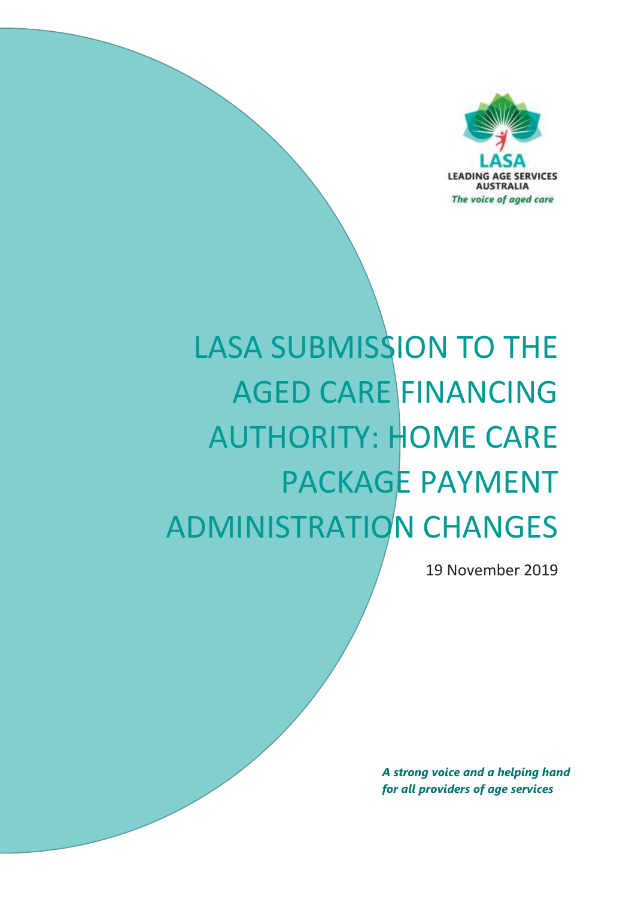LASA

LEADING AGE SERVICES AUSTRALIA

*The voice of aged care*

# LASA SUBMISSION TO THE AGED CARE FINANCING AUTHORITY: HOME CARE PACKAGE PAYMENT ADMINISTRATION CHANGES

19 November 2019

***A strong voice and a helping hand for all providers of age services***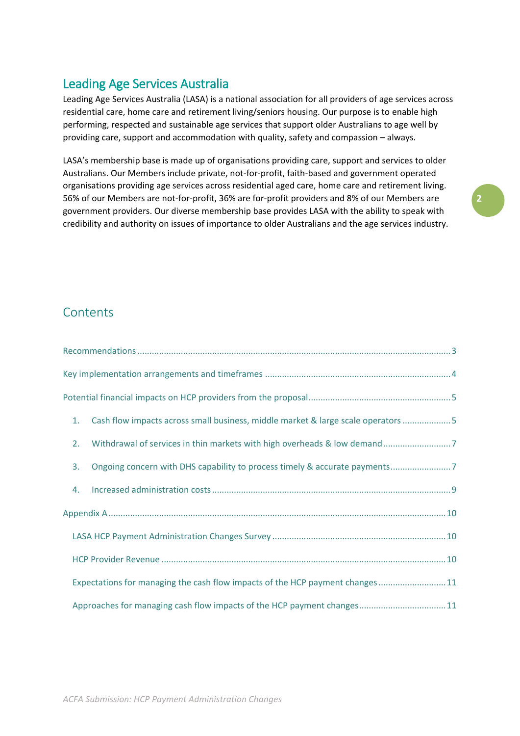## Leading Age Services Australia

Leading Age Services Australia (LASA) is a national association for all providers of age services across residential care, home care and retirement living/seniors housing. Our purpose is to enable high performing, respected and sustainable age services that support older Australians to age well by providing care, support and accommodation with quality, safety and compassion – always.

LASA's membership base is made up of organisations providing care, support and services to older Australians. Our Members include private, not-for-profit, faith-based and government operated organisations providing age services across residential aged care, home care and retirement living. 56% of our Members are not-for-profit, 36% are for-profit providers and 8% of our Members are government providers. Our diverse membership base provides LASA with the ability to speak with credibility and authority on issues of importance to older Australians and the age services industry.

## Contents

Recommendations ........ 3

Key implementation arrangements and timeframes ........ 4

Potential financial impacts on HCP providers from the proposal ........ 5

1. Cash flow impacts across small business, middle market & large scale operators ........ 5
2. Withdrawal of services in thin markets with high overheads & low demand ........ 7
3. Ongoing concern with DHS capability to process timely & accurate payments ........ 7
4. Increased administration costs ........ 9

Appendix A ........ 10

- LASA HCP Payment Administration Changes Survey ........ 10
- HCP Provider Revenue ........ 10
- Expectations for managing the cash flow impacts of the HCP payment changes ........ 11
- Approaches for managing cash flow impacts of the HCP payment changes ........ 11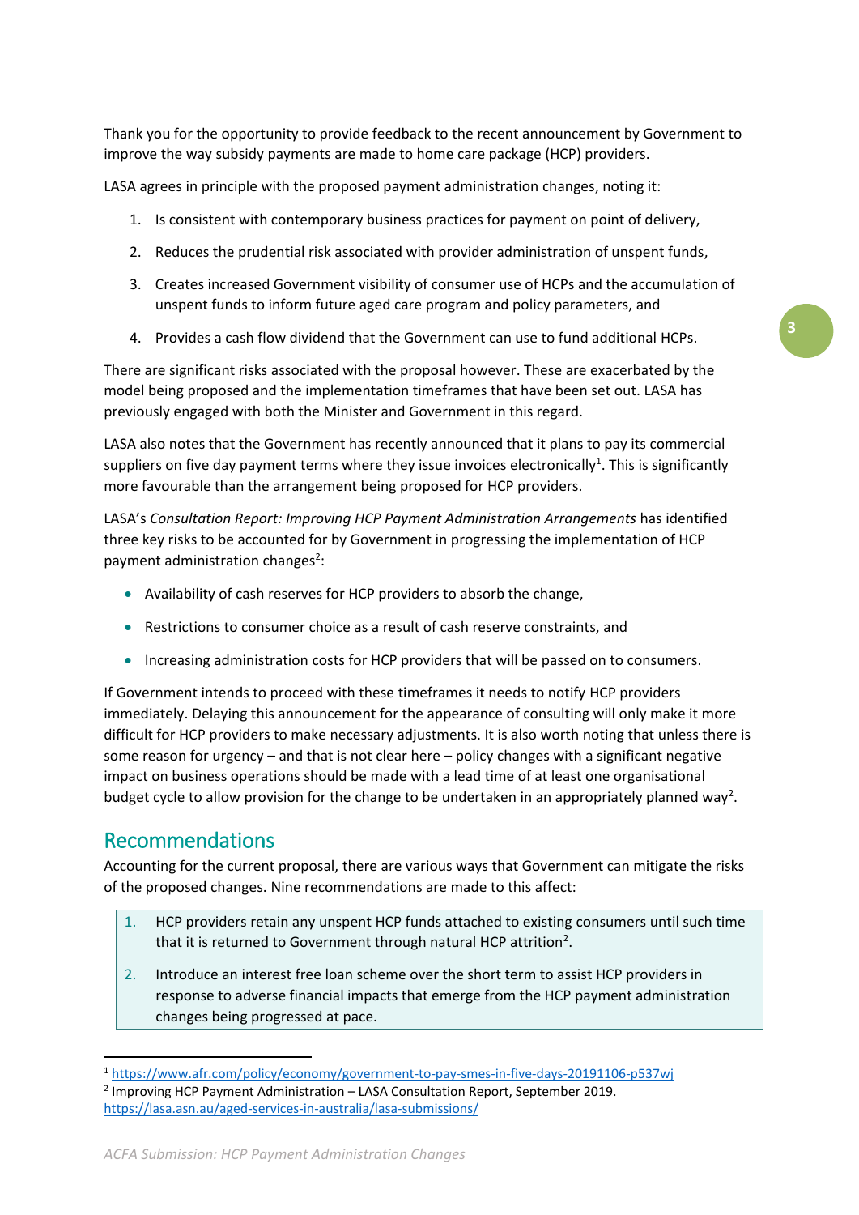Thank you for the opportunity to provide feedback to the recent announcement by Government to improve the way subsidy payments are made to home care package (HCP) providers.

LASA agrees in principle with the proposed payment administration changes, noting it:

1. Is consistent with contemporary business practices for payment on point of delivery,
2. Reduces the prudential risk associated with provider administration of unspent funds,
3. Creates increased Government visibility of consumer use of HCPs and the accumulation of unspent funds to inform future aged care program and policy parameters, and
4. Provides a cash flow dividend that the Government can use to fund additional HCPs.

There are significant risks associated with the proposal however. These are exacerbated by the model being proposed and the implementation timeframes that have been set out. LASA has previously engaged with both the Minister and Government in this regard.

LASA also notes that the Government has recently announced that it plans to pay its commercial suppliers on five day payment terms where they issue invoices electronically[1]. This is significantly more favourable than the arrangement being proposed for HCP providers.

LASA's *Consultation Report: Improving HCP Payment Administration Arrangements* has identified three key risks to be accounted for by Government in progressing the implementation of HCP payment administration changes[2]:

- Availability of cash reserves for HCP providers to absorb the change,
- Restrictions to consumer choice as a result of cash reserve constraints, and
- Increasing administration costs for HCP providers that will be passed on to consumers.

If Government intends to proceed with these timeframes it needs to notify HCP providers immediately. Delaying this announcement for the appearance of consulting will only make it more difficult for HCP providers to make necessary adjustments. It is also worth noting that unless there is some reason for urgency – and that is not clear here – policy changes with a significant negative impact on business operations should be made with a lead time of at least one organisational budget cycle to allow provision for the change to be undertaken in an appropriately planned way[2].

## Recommendations

Accounting for the current proposal, there are various ways that Government can mitigate the risks of the proposed changes. Nine recommendations are made to this affect:

1. HCP providers retain any unspent HCP funds attached to existing consumers until such time that it is returned to Government through natural HCP attrition[2].
2. Introduce an interest free loan scheme over the short term to assist HCP providers in response to adverse financial impacts that emerge from the HCP payment administration changes being progressed at pace.

---

[1] https://www.afr.com/policy/economy/government-to-pay-smes-in-five-days-20191106-p537wj

[2] Improving HCP Payment Administration – LASA Consultation Report, September 2019. https://lasa.asn.au/aged-services-in-australia/lasa-submissions/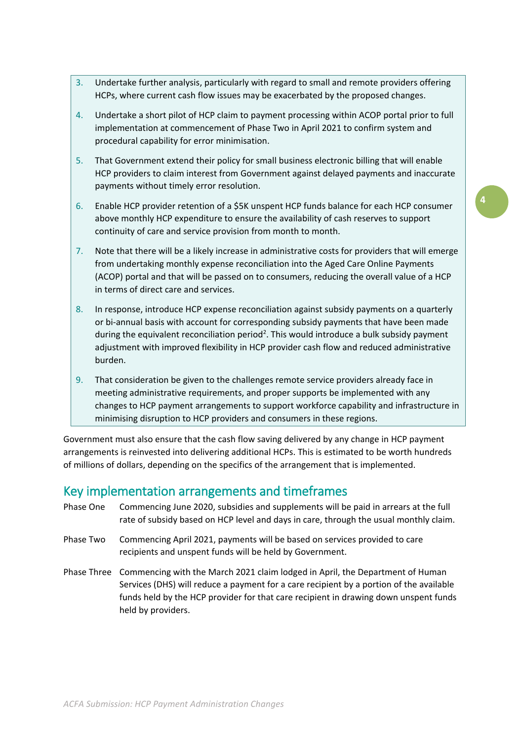3. Undertake further analysis, particularly with regard to small and remote providers offering HCPs, where current cash flow issues may be exacerbated by the proposed changes.
4. Undertake a short pilot of HCP claim to payment processing within ACOP portal prior to full implementation at commencement of Phase Two in April 2021 to confirm system and procedural capability for error minimisation.
5. That Government extend their policy for small business electronic billing that will enable HCP providers to claim interest from Government against delayed payments and inaccurate payments without timely error resolution.
6. Enable HCP provider retention of a $5K unspent HCP funds balance for each HCP consumer above monthly HCP expenditure to ensure the availability of cash reserves to support continuity of care and service provision from month to month.
7. Note that there will be a likely increase in administrative costs for providers that will emerge from undertaking monthly expense reconciliation into the Aged Care Online Payments (ACOP) portal and that will be passed on to consumers, reducing the overall value of a HCP in terms of direct care and services.
8. In response, introduce HCP expense reconciliation against subsidy payments on a quarterly or bi-annual basis with account for corresponding subsidy payments that have been made during the equivalent reconciliation period[2]. This would introduce a bulk subsidy payment adjustment with improved flexibility in HCP provider cash flow and reduced administrative burden.
9. That consideration be given to the challenges remote service providers already face in meeting administrative requirements, and proper supports be implemented with any changes to HCP payment arrangements to support workforce capability and infrastructure in minimising disruption to HCP providers and consumers in these regions.

Government must also ensure that the cash flow saving delivered by any change in HCP payment arrangements is reinvested into delivering additional HCPs. This is estimated to be worth hundreds of millions of dollars, depending on the specifics of the arrangement that is implemented.

## Key implementation arrangements and timeframes

| | |
|---|---|
| Phase One | Commencing June 2020, subsidies and supplements will be paid in arrears at the full rate of subsidy based on HCP level and days in care, through the usual monthly claim. |
| Phase Two | Commencing April 2021, payments will be based on services provided to care recipients and unspent funds will be held by Government. |
| Phase Three | Commencing with the March 2021 claim lodged in April, the Department of Human Services (DHS) will reduce a payment for a care recipient by a portion of the available funds held by the HCP provider for that care recipient in drawing down unspent funds held by providers. |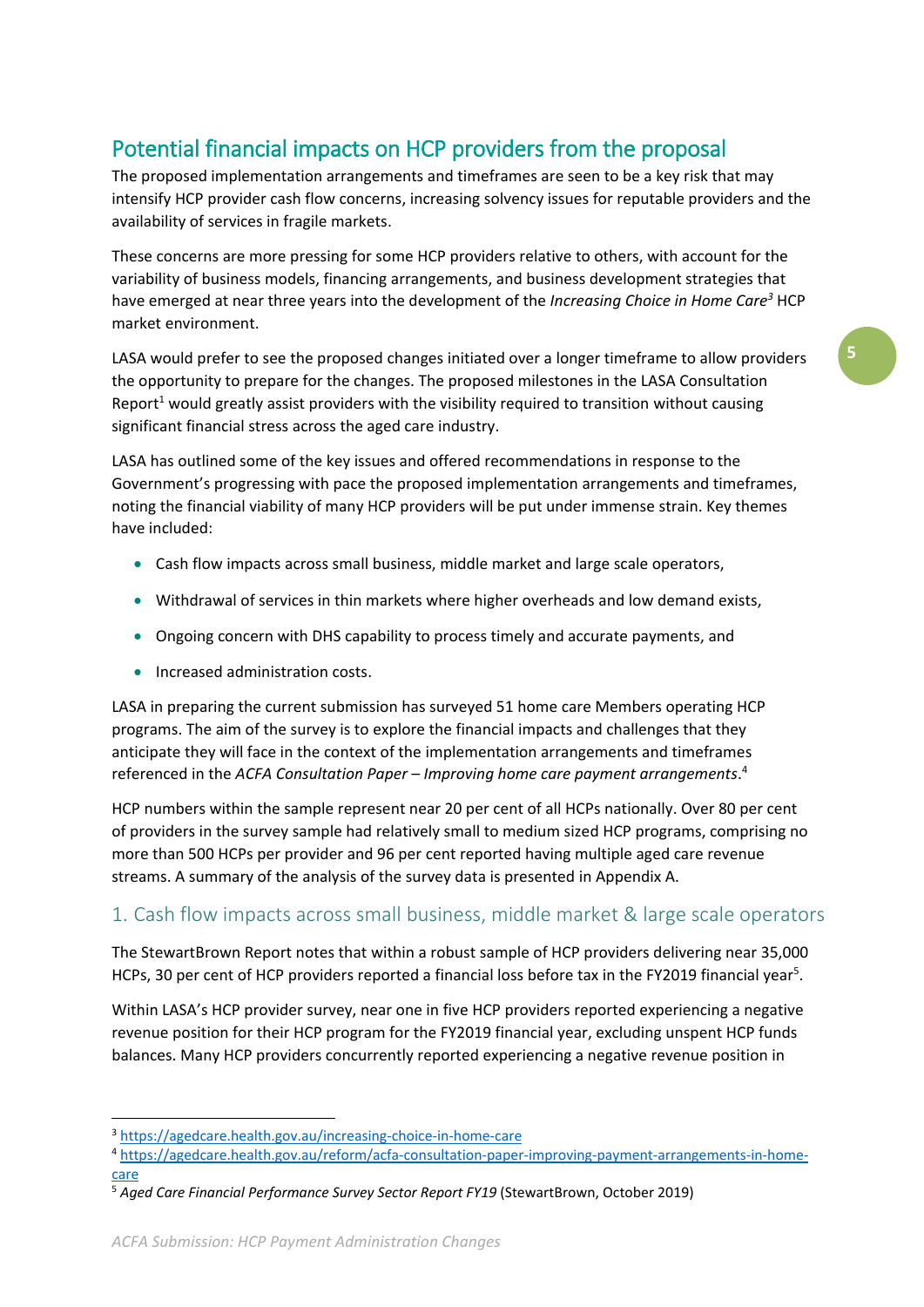## Potential financial impacts on HCP providers from the proposal

The proposed implementation arrangements and timeframes are seen to be a key risk that may intensify HCP provider cash flow concerns, increasing solvency issues for reputable providers and the availability of services in fragile markets.

These concerns are more pressing for some HCP providers relative to others, with account for the variability of business models, financing arrangements, and business development strategies that have emerged at near three years into the development of the *Increasing Choice in Home Care*[3] HCP market environment.

LASA would prefer to see the proposed changes initiated over a longer timeframe to allow providers the opportunity to prepare for the changes. The proposed milestones in the LASA Consultation Report[1] would greatly assist providers with the visibility required to transition without causing significant financial stress across the aged care industry.

LASA has outlined some of the key issues and offered recommendations in response to the Government's progressing with pace the proposed implementation arrangements and timeframes, noting the financial viability of many HCP providers will be put under immense strain. Key themes have included:

- Cash flow impacts across small business, middle market and large scale operators,
- Withdrawal of services in thin markets where higher overheads and low demand exists,
- Ongoing concern with DHS capability to process timely and accurate payments, and
- Increased administration costs.

LASA in preparing the current submission has surveyed 51 home care Members operating HCP programs. The aim of the survey is to explore the financial impacts and challenges that they anticipate they will face in the context of the implementation arrangements and timeframes referenced in the *ACFA Consultation Paper – Improving home care payment arrangements*.[4]

HCP numbers within the sample represent near 20 per cent of all HCPs nationally. Over 80 per cent of providers in the survey sample had relatively small to medium sized HCP programs, comprising no more than 500 HCPs per provider and 96 per cent reported having multiple aged care revenue streams. A summary of the analysis of the survey data is presented in Appendix A.

### 1. Cash flow impacts across small business, middle market & large scale operators

The StewartBrown Report notes that within a robust sample of HCP providers delivering near 35,000 HCPs, 30 per cent of HCP providers reported a financial loss before tax in the FY2019 financial year[5].

Within LASA's HCP provider survey, near one in five HCP providers reported experiencing a negative revenue position for their HCP program for the FY2019 financial year, excluding unspent HCP funds balances. Many HCP providers concurrently reported experiencing a negative revenue position in

---

[3] https://agedcare.health.gov.au/increasing-choice-in-home-care

[4] https://agedcare.health.gov.au/reform/acfa-consultation-paper-improving-payment-arrangements-in-home-care

[5] *Aged Care Financial Performance Survey Sector Report FY19* (StewartBrown, October 2019)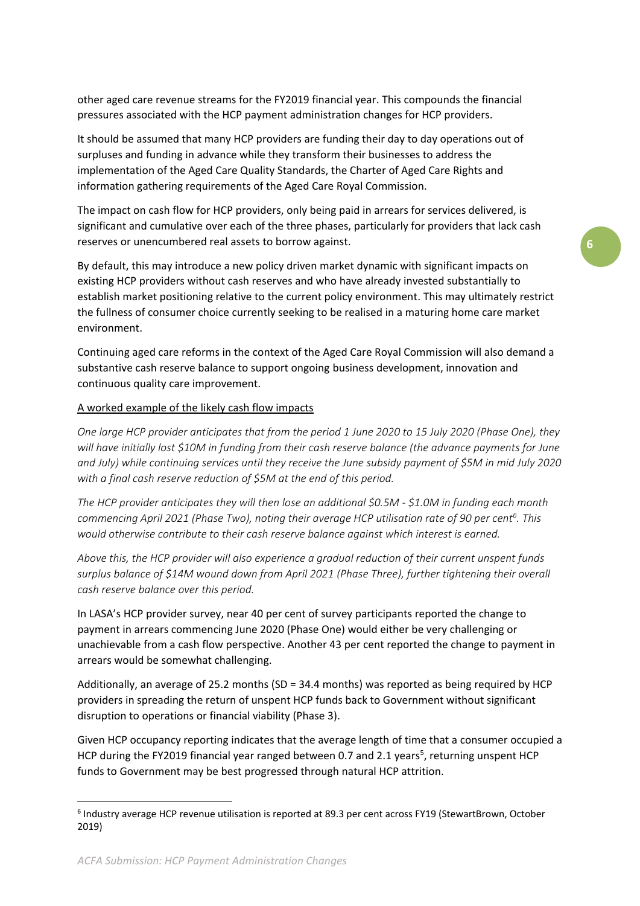other aged care revenue streams for the FY2019 financial year. This compounds the financial pressures associated with the HCP payment administration changes for HCP providers.

It should be assumed that many HCP providers are funding their day to day operations out of surpluses and funding in advance while they transform their businesses to address the implementation of the Aged Care Quality Standards, the Charter of Aged Care Rights and information gathering requirements of the Aged Care Royal Commission.

The impact on cash flow for HCP providers, only being paid in arrears for services delivered, is significant and cumulative over each of the three phases, particularly for providers that lack cash reserves or unencumbered real assets to borrow against.

By default, this may introduce a new policy driven market dynamic with significant impacts on existing HCP providers without cash reserves and who have already invested substantially to establish market positioning relative to the current policy environment. This may ultimately restrict the fullness of consumer choice currently seeking to be realised in a maturing home care market environment.

Continuing aged care reforms in the context of the Aged Care Royal Commission will also demand a substantive cash reserve balance to support ongoing business development, innovation and continuous quality care improvement.

<u>A worked example of the likely cash flow impacts</u>

*One large HCP provider anticipates that from the period 1 June 2020 to 15 July 2020 (Phase One), they will have initially lost $10M in funding from their cash reserve balance (the advance payments for June and July) while continuing services until they receive the June subsidy payment of $5M in mid July 2020 with a final cash reserve reduction of $5M at the end of this period.*

*The HCP provider anticipates they will then lose an additional $0.5M - $1.0M in funding each month commencing April 2021 (Phase Two), noting their average HCP utilisation rate of 90 per cent[6]. This would otherwise contribute to their cash reserve balance against which interest is earned.*

*Above this, the HCP provider will also experience a gradual reduction of their current unspent funds surplus balance of $14M wound down from April 2021 (Phase Three), further tightening their overall cash reserve balance over this period.*

In LASA's HCP provider survey, near 40 per cent of survey participants reported the change to payment in arrears commencing June 2020 (Phase One) would either be very challenging or unachievable from a cash flow perspective. Another 43 per cent reported the change to payment in arrears would be somewhat challenging.

Additionally, an average of 25.2 months (SD = 34.4 months) was reported as being required by HCP providers in spreading the return of unspent HCP funds back to Government without significant disruption to operations or financial viability (Phase 3).

Given HCP occupancy reporting indicates that the average length of time that a consumer occupied a HCP during the FY2019 financial year ranged between 0.7 and 2.1 years[5], returning unspent HCP funds to Government may be best progressed through natural HCP attrition.

---

[6] Industry average HCP revenue utilisation is reported at 89.3 per cent across FY19 (StewartBrown, October 2019)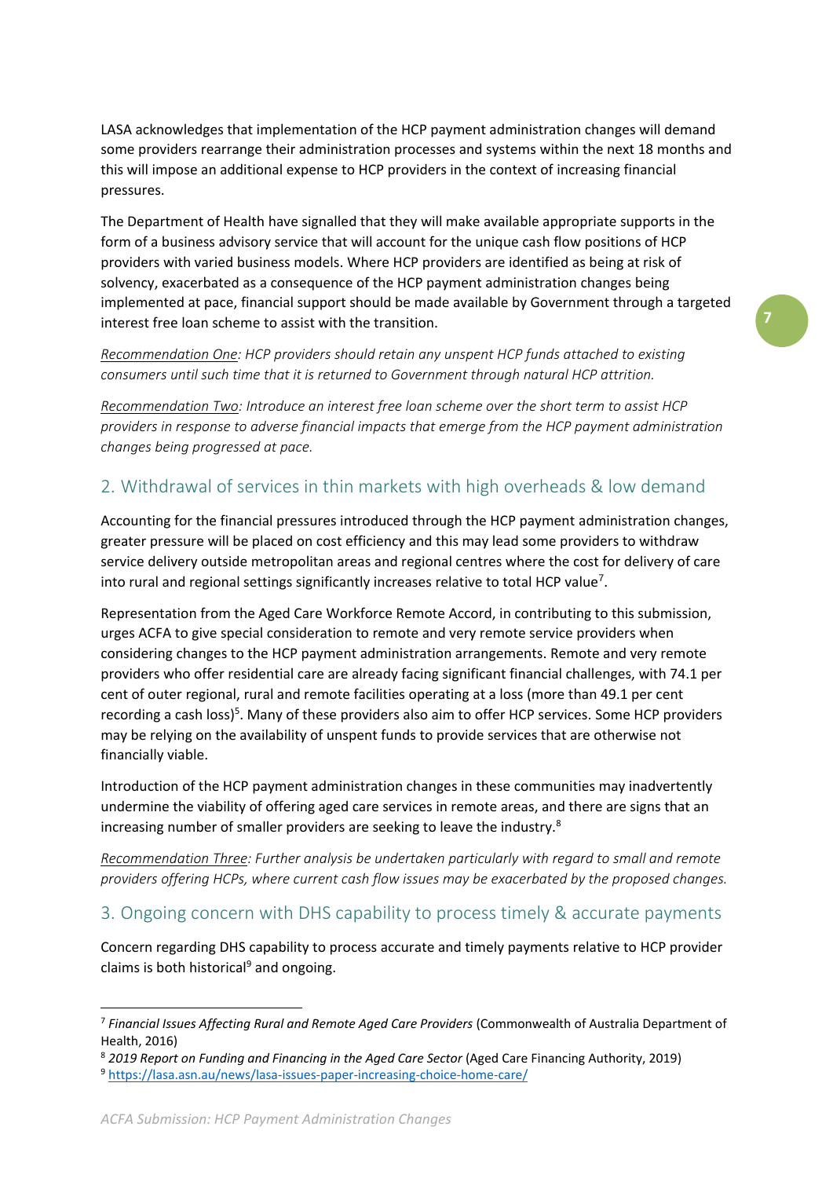LASA acknowledges that implementation of the HCP payment administration changes will demand some providers rearrange their administration processes and systems within the next 18 months and this will impose an additional expense to HCP providers in the context of increasing financial pressures.

The Department of Health have signalled that they will make available appropriate supports in the form of a business advisory service that will account for the unique cash flow positions of HCP providers with varied business models. Where HCP providers are identified as being at risk of solvency, exacerbated as a consequence of the HCP payment administration changes being implemented at pace, financial support should be made available by Government through a targeted interest free loan scheme to assist with the transition.

*Recommendation One: HCP providers should retain any unspent HCP funds attached to existing consumers until such time that it is returned to Government through natural HCP attrition.*

*Recommendation Two: Introduce an interest free loan scheme over the short term to assist HCP providers in response to adverse financial impacts that emerge from the HCP payment administration changes being progressed at pace.*

## 2. Withdrawal of services in thin markets with high overheads & low demand

Accounting for the financial pressures introduced through the HCP payment administration changes, greater pressure will be placed on cost efficiency and this may lead some providers to withdraw service delivery outside metropolitan areas and regional centres where the cost for delivery of care into rural and regional settings significantly increases relative to total HCP value[7].

Representation from the Aged Care Workforce Remote Accord, in contributing to this submission, urges ACFA to give special consideration to remote and very remote service providers when considering changes to the HCP payment administration arrangements. Remote and very remote providers who offer residential care are already facing significant financial challenges, with 74.1 per cent of outer regional, rural and remote facilities operating at a loss (more than 49.1 per cent recording a cash loss)[5]. Many of these providers also aim to offer HCP services. Some HCP providers may be relying on the availability of unspent funds to provide services that are otherwise not financially viable.

Introduction of the HCP payment administration changes in these communities may inadvertently undermine the viability of offering aged care services in remote areas, and there are signs that an increasing number of smaller providers are seeking to leave the industry.[8]

*Recommendation Three: Further analysis be undertaken particularly with regard to small and remote providers offering HCPs, where current cash flow issues may be exacerbated by the proposed changes.*

## 3. Ongoing concern with DHS capability to process timely & accurate payments

Concern regarding DHS capability to process accurate and timely payments relative to HCP provider claims is both historical[9] and ongoing.

---

[7] *Financial Issues Affecting Rural and Remote Aged Care Providers* (Commonwealth of Australia Department of Health, 2016)

[8] *2019 Report on Funding and Financing in the Aged Care Sector* (Aged Care Financing Authority, 2019)

[9] https://lasa.asn.au/news/lasa-issues-paper-increasing-choice-home-care/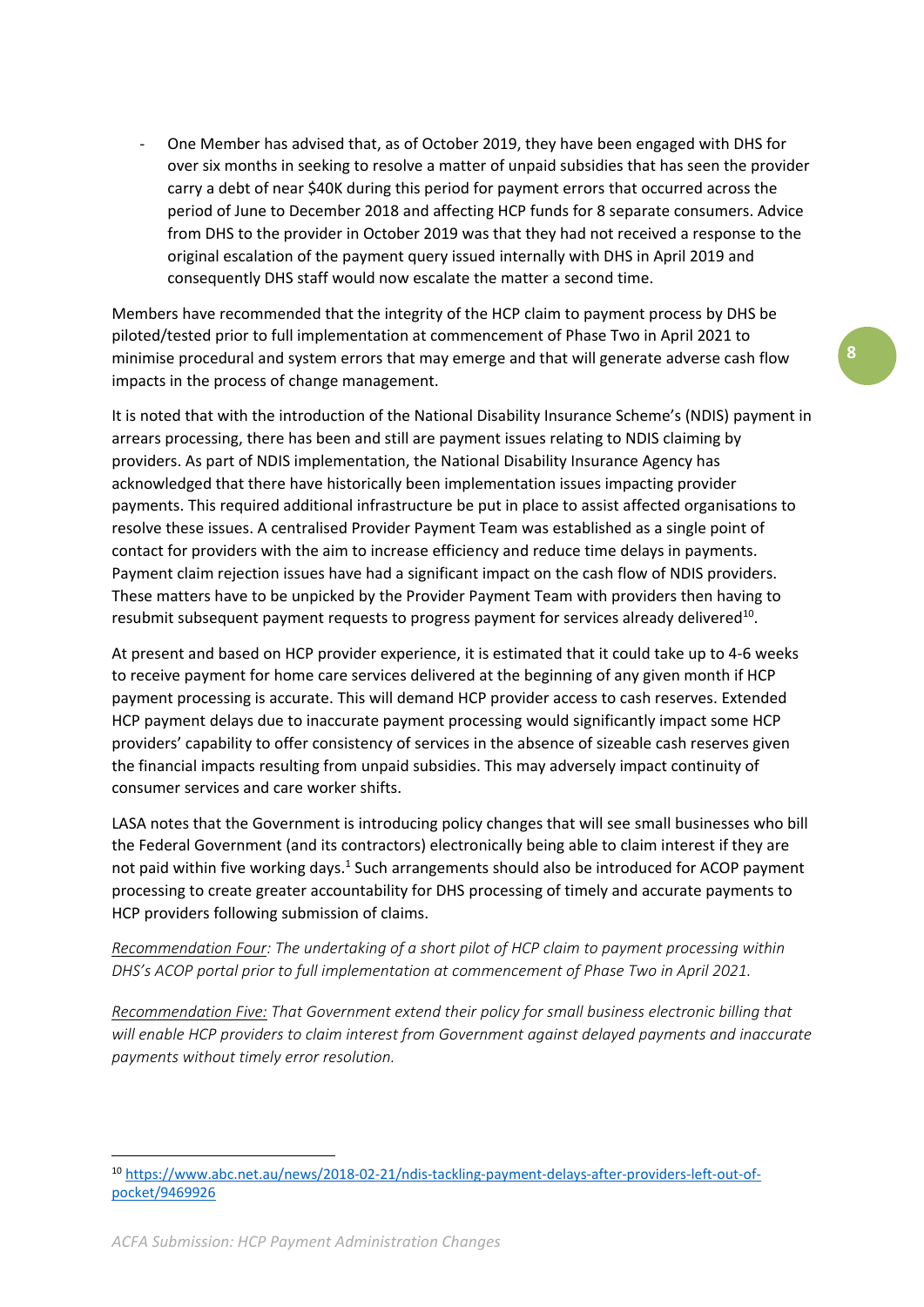- One Member has advised that, as of October 2019, they have been engaged with DHS for over six months in seeking to resolve a matter of unpaid subsidies that has seen the provider carry a debt of near $40K during this period for payment errors that occurred across the period of June to December 2018 and affecting HCP funds for 8 separate consumers. Advice from DHS to the provider in October 2019 was that they had not received a response to the original escalation of the payment query issued internally with DHS in April 2019 and consequently DHS staff would now escalate the matter a second time.

Members have recommended that the integrity of the HCP claim to payment process by DHS be piloted/tested prior to full implementation at commencement of Phase Two in April 2021 to minimise procedural and system errors that may emerge and that will generate adverse cash flow impacts in the process of change management.

It is noted that with the introduction of the National Disability Insurance Scheme's (NDIS) payment in arrears processing, there has been and still are payment issues relating to NDIS claiming by providers. As part of NDIS implementation, the National Disability Insurance Agency has acknowledged that there have historically been implementation issues impacting provider payments. This required additional infrastructure be put in place to assist affected organisations to resolve these issues. A centralised Provider Payment Team was established as a single point of contact for providers with the aim to increase efficiency and reduce time delays in payments. Payment claim rejection issues have had a significant impact on the cash flow of NDIS providers. These matters have to be unpicked by the Provider Payment Team with providers then having to resubmit subsequent payment requests to progress payment for services already delivered[10].

At present and based on HCP provider experience, it is estimated that it could take up to 4-6 weeks to receive payment for home care services delivered at the beginning of any given month if HCP payment processing is accurate. This will demand HCP provider access to cash reserves. Extended HCP payment delays due to inaccurate payment processing would significantly impact some HCP providers' capability to offer consistency of services in the absence of sizeable cash reserves given the financial impacts resulting from unpaid subsidies. This may adversely impact continuity of consumer services and care worker shifts.

LASA notes that the Government is introducing policy changes that will see small businesses who bill the Federal Government (and its contractors) electronically being able to claim interest if they are not paid within five working days.[1] Such arrangements should also be introduced for ACOP payment processing to create greater accountability for DHS processing of timely and accurate payments to HCP providers following submission of claims.

*Recommendation Four: The undertaking of a short pilot of HCP claim to payment processing within DHS's ACOP portal prior to full implementation at commencement of Phase Two in April 2021.*

*Recommendation Five: That Government extend their policy for small business electronic billing that will enable HCP providers to claim interest from Government against delayed payments and inaccurate payments without timely error resolution.*

---

[10] https://www.abc.net.au/news/2018-02-21/ndis-tackling-payment-delays-after-providers-left-out-of-pocket/9469926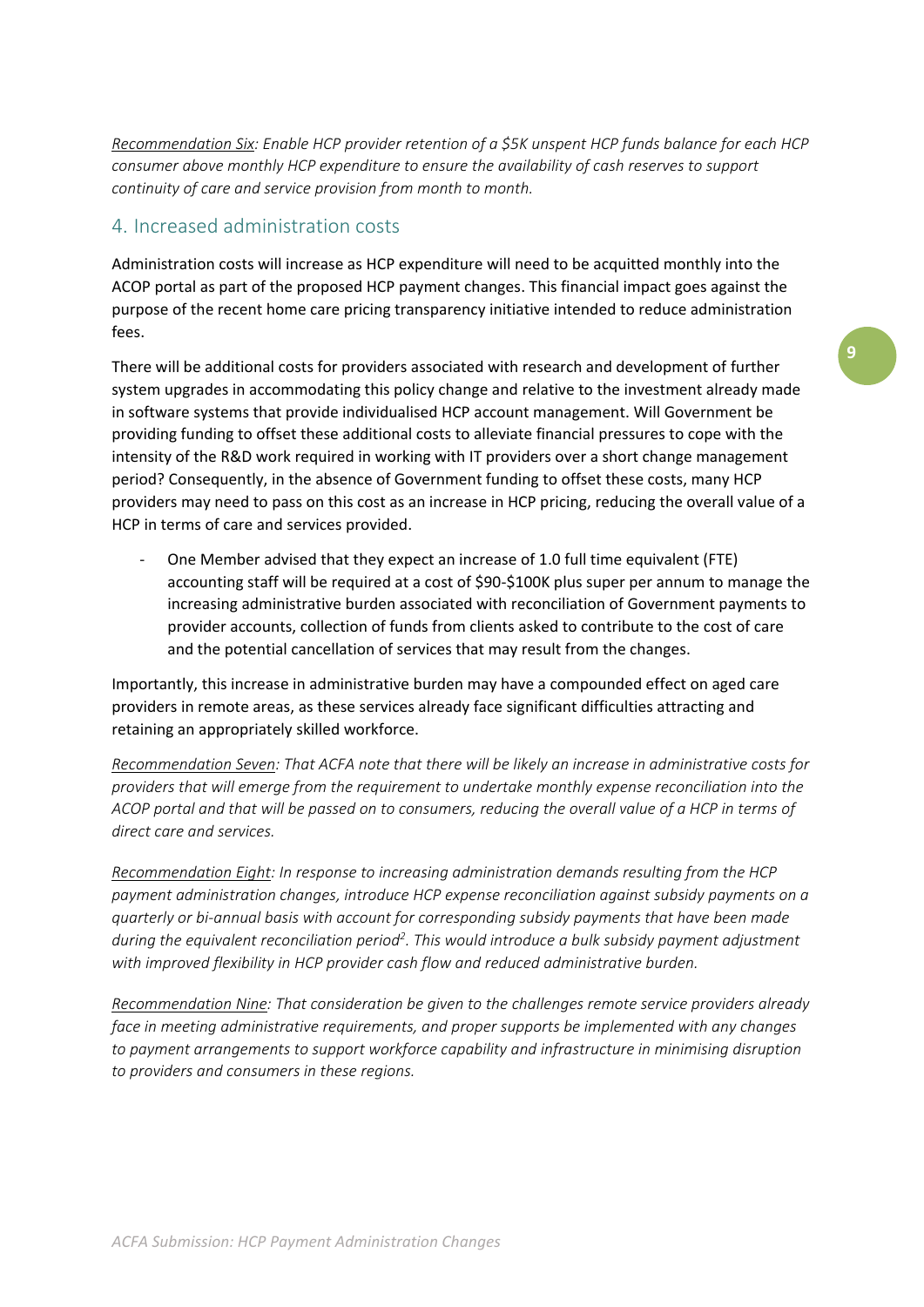*Recommendation Six: Enable HCP provider retention of a $5K unspent HCP funds balance for each HCP consumer above monthly HCP expenditure to ensure the availability of cash reserves to support continuity of care and service provision from month to month.*

## 4. Increased administration costs

Administration costs will increase as HCP expenditure will need to be acquitted monthly into the ACOP portal as part of the proposed HCP payment changes. This financial impact goes against the purpose of the recent home care pricing transparency initiative intended to reduce administration fees.

There will be additional costs for providers associated with research and development of further system upgrades in accommodating this policy change and relative to the investment already made in software systems that provide individualised HCP account management. Will Government be providing funding to offset these additional costs to alleviate financial pressures to cope with the intensity of the R&D work required in working with IT providers over a short change management period? Consequently, in the absence of Government funding to offset these costs, many HCP providers may need to pass on this cost as an increase in HCP pricing, reducing the overall value of a HCP in terms of care and services provided.

- One Member advised that they expect an increase of 1.0 full time equivalent (FTE) accounting staff will be required at a cost of $90-$100K plus super per annum to manage the increasing administrative burden associated with reconciliation of Government payments to provider accounts, collection of funds from clients asked to contribute to the cost of care and the potential cancellation of services that may result from the changes.

Importantly, this increase in administrative burden may have a compounded effect on aged care providers in remote areas, as these services already face significant difficulties attracting and retaining an appropriately skilled workforce.

*Recommendation Seven: That ACFA note that there will be likely an increase in administrative costs for providers that will emerge from the requirement to undertake monthly expense reconciliation into the ACOP portal and that will be passed on to consumers, reducing the overall value of a HCP in terms of direct care and services.*

*Recommendation Eight: In response to increasing administration demands resulting from the HCP payment administration changes, introduce HCP expense reconciliation against subsidy payments on a quarterly or bi-annual basis with account for corresponding subsidy payments that have been made during the equivalent reconciliation period[2]. This would introduce a bulk subsidy payment adjustment with improved flexibility in HCP provider cash flow and reduced administrative burden.*

*Recommendation Nine: That consideration be given to the challenges remote service providers already face in meeting administrative requirements, and proper supports be implemented with any changes to payment arrangements to support workforce capability and infrastructure in minimising disruption to providers and consumers in these regions.*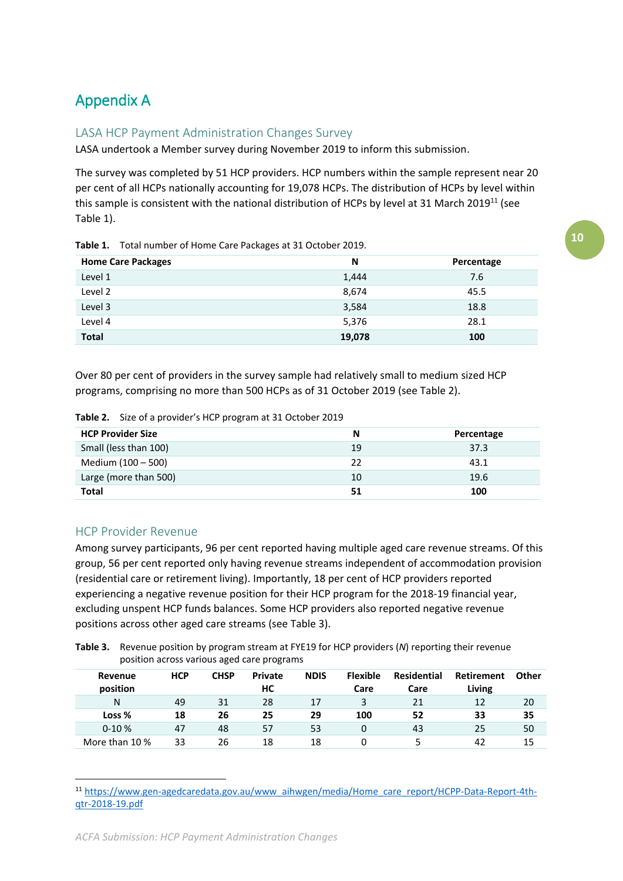# Appendix A

## LASA HCP Payment Administration Changes Survey

LASA undertook a Member survey during November 2019 to inform this submission.

The survey was completed by 51 HCP providers. HCP numbers within the sample represent near 20 per cent of all HCPs nationally accounting for 19,078 HCPs. The distribution of HCPs by level within this sample is consistent with the national distribution of HCPs by level at 31 March 2019[11] (see Table 1).

**Table 1.** Total number of Home Care Packages at 31 October 2019.

| Home Care Packages | N | Percentage |
|---|---|---|
| Level 1 | 1,444 | 7.6 |
| Level 2 | 8,674 | 45.5 |
| Level 3 | 3,584 | 18.8 |
| Level 4 | 5,376 | 28.1 |
| **Total** | **19,078** | **100** |

Over 80 per cent of providers in the survey sample had relatively small to medium sized HCP programs, comprising no more than 500 HCPs as of 31 October 2019 (see Table 2).

**Table 2.** Size of a provider's HCP program at 31 October 2019

| HCP Provider Size | N | Percentage |
|---|---|---|
| Small (less than 100) | 19 | 37.3 |
| Medium (100 – 500) | 22 | 43.1 |
| Large (more than 500) | 10 | 19.6 |
| **Total** | **51** | **100** |

## HCP Provider Revenue

Among survey participants, 96 per cent reported having multiple aged care revenue streams. Of this group, 56 per cent reported only having revenue streams independent of accommodation provision (residential care or retirement living). Importantly, 18 per cent of HCP providers reported experiencing a negative revenue position for their HCP program for the 2018-19 financial year, excluding unspent HCP funds balances. Some HCP providers also reported negative revenue positions across other aged care streams (see Table 3).

**Table 3.** Revenue position by program stream at FYE19 for HCP providers (*N*) reporting their revenue position across various aged care programs

| Revenue position | HCP | CHSP | Private HC | NDIS | Flexible Care | Residential Care | Retirement Living | Other |
|---|---|---|---|---|---|---|---|---|
| N | 49 | 31 | 28 | 17 | 3 | 21 | 12 | 20 |
| **Loss %** | **18** | **26** | **25** | **29** | **100** | **52** | **33** | **35** |
| 0-10 % | 47 | 48 | 57 | 53 | 0 | 43 | 25 | 50 |
| More than 10 % | 33 | 26 | 18 | 18 | 0 | 5 | 42 | 15 |

[11] https://www.gen-agedcaredata.gov.au/www_aihwgen/media/Home_care_report/HCPP-Data-Report-4th-qtr-2018-19.pdf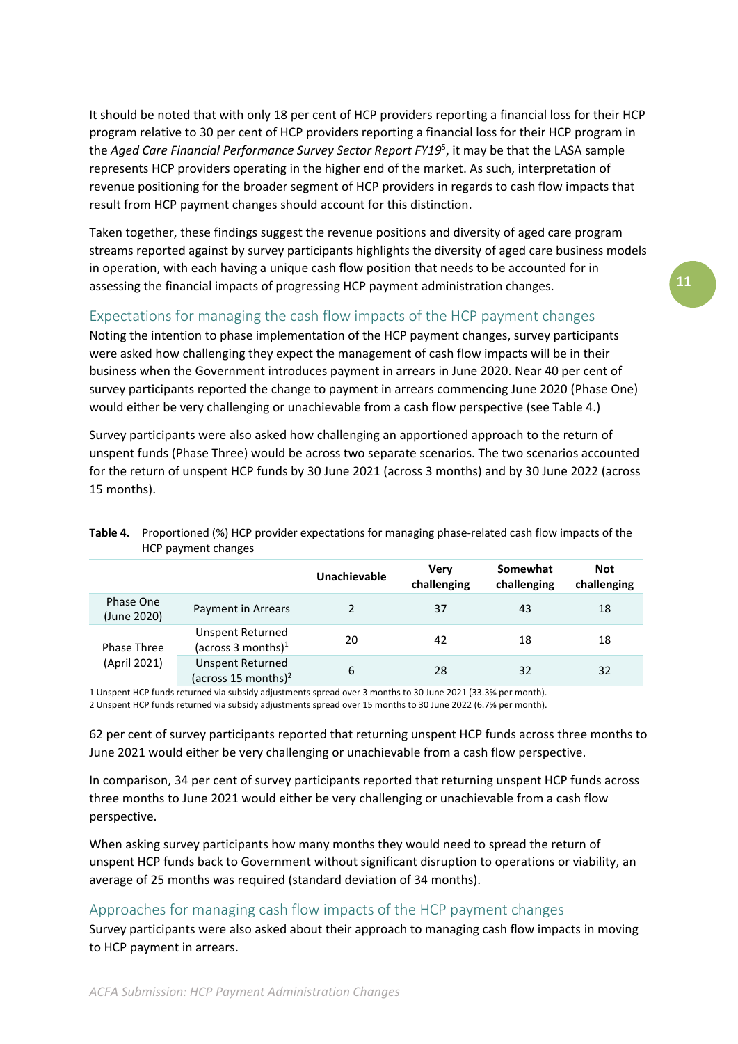It should be noted that with only 18 per cent of HCP providers reporting a financial loss for their HCP program relative to 30 per cent of HCP providers reporting a financial loss for their HCP program in the *Aged Care Financial Performance Survey Sector Report FY19*[5], it may be that the LASA sample represents HCP providers operating in the higher end of the market. As such, interpretation of revenue positioning for the broader segment of HCP providers in regards to cash flow impacts that result from HCP payment changes should account for this distinction.

Taken together, these findings suggest the revenue positions and diversity of aged care program streams reported against by survey participants highlights the diversity of aged care business models in operation, with each having a unique cash flow position that needs to be accounted for in assessing the financial impacts of progressing HCP payment administration changes.

## Expectations for managing the cash flow impacts of the HCP payment changes

Noting the intention to phase implementation of the HCP payment changes, survey participants were asked how challenging they expect the management of cash flow impacts will be in their business when the Government introduces payment in arrears in June 2020. Near 40 per cent of survey participants reported the change to payment in arrears commencing June 2020 (Phase One) would either be very challenging or unachievable from a cash flow perspective (see Table 4.)

Survey participants were also asked how challenging an apportioned approach to the return of unspent funds (Phase Three) would be across two separate scenarios. The two scenarios accounted for the return of unspent HCP funds by 30 June 2021 (across 3 months) and by 30 June 2022 (across 15 months).

**Table 4.** Proportioned (%) HCP provider expectations for managing phase-related cash flow impacts of the HCP payment changes

| | | Unachievable | Very challenging | Somewhat challenging | Not challenging |
|---|---|---|---|---|---|
| Phase One (June 2020) | Payment in Arrears | 2 | 37 | 43 | 18 |
| Phase Three (April 2021) | Unspent Returned (across 3 months)[1] | 20 | 42 | 18 | 18 |
| | Unspent Returned (across 15 months)[2] | 6 | 28 | 32 | 32 |

1 Unspent HCP funds returned via subsidy adjustments spread over 3 months to 30 June 2021 (33.3% per month).
2 Unspent HCP funds returned via subsidy adjustments spread over 15 months to 30 June 2022 (6.7% per month).

62 per cent of survey participants reported that returning unspent HCP funds across three months to June 2021 would either be very challenging or unachievable from a cash flow perspective.

In comparison, 34 per cent of survey participants reported that returning unspent HCP funds across three months to June 2021 would either be very challenging or unachievable from a cash flow perspective.

When asking survey participants how many months they would need to spread the return of unspent HCP funds back to Government without significant disruption to operations or viability, an average of 25 months was required (standard deviation of 34 months).

## Approaches for managing cash flow impacts of the HCP payment changes

Survey participants were also asked about their approach to managing cash flow impacts in moving to HCP payment in arrears.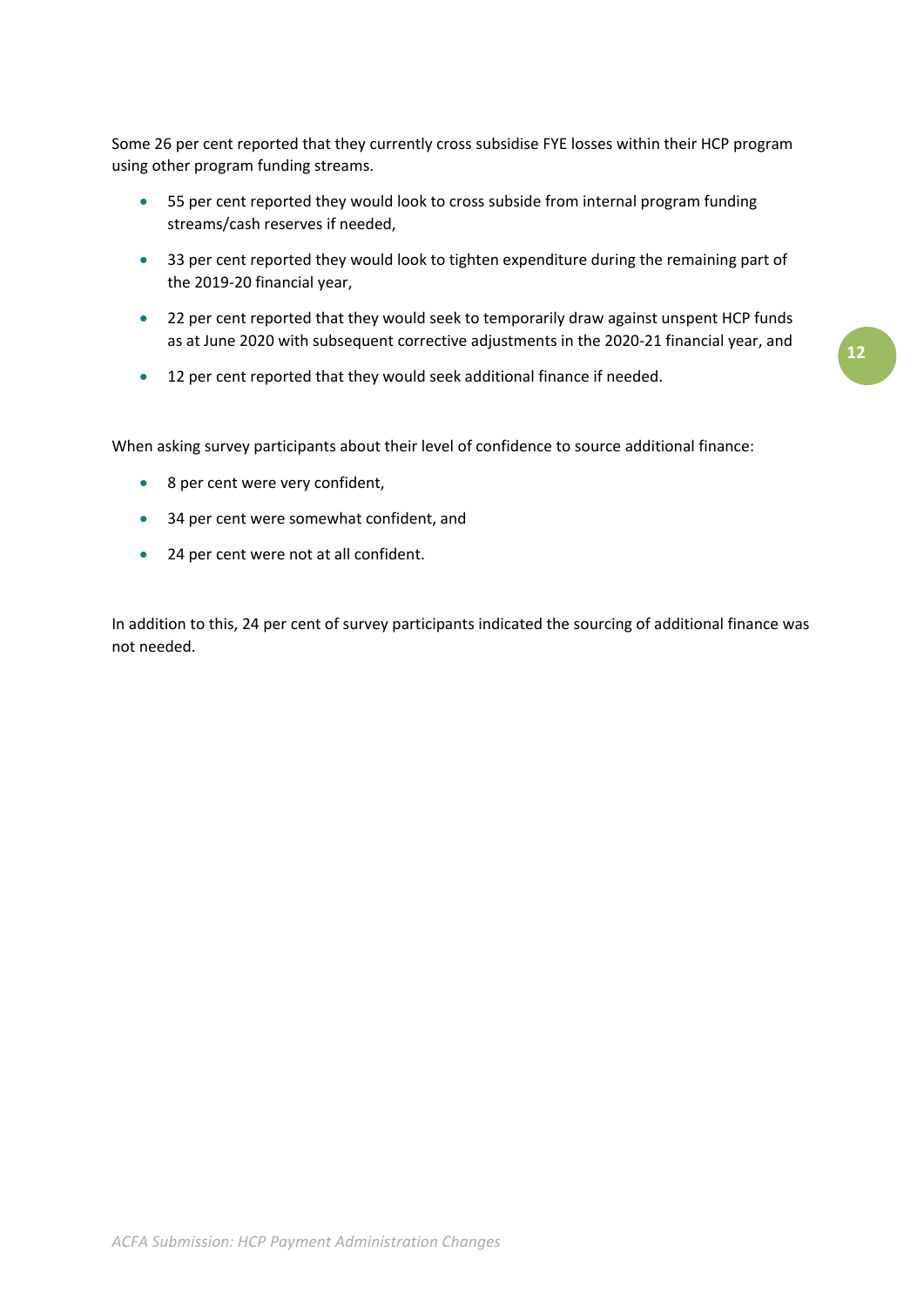Some 26 per cent reported that they currently cross subsidise FYE losses within their HCP program using other program funding streams.

- 55 per cent reported they would look to cross subside from internal program funding streams/cash reserves if needed,
- 33 per cent reported they would look to tighten expenditure during the remaining part of the 2019-20 financial year,
- 22 per cent reported that they would seek to temporarily draw against unspent HCP funds as at June 2020 with subsequent corrective adjustments in the 2020-21 financial year, and
- 12 per cent reported that they would seek additional finance if needed.

When asking survey participants about their level of confidence to source additional finance:

- 8 per cent were very confident,
- 34 per cent were somewhat confident, and
- 24 per cent were not at all confident.

In addition to this, 24 per cent of survey participants indicated the sourcing of additional finance was not needed.